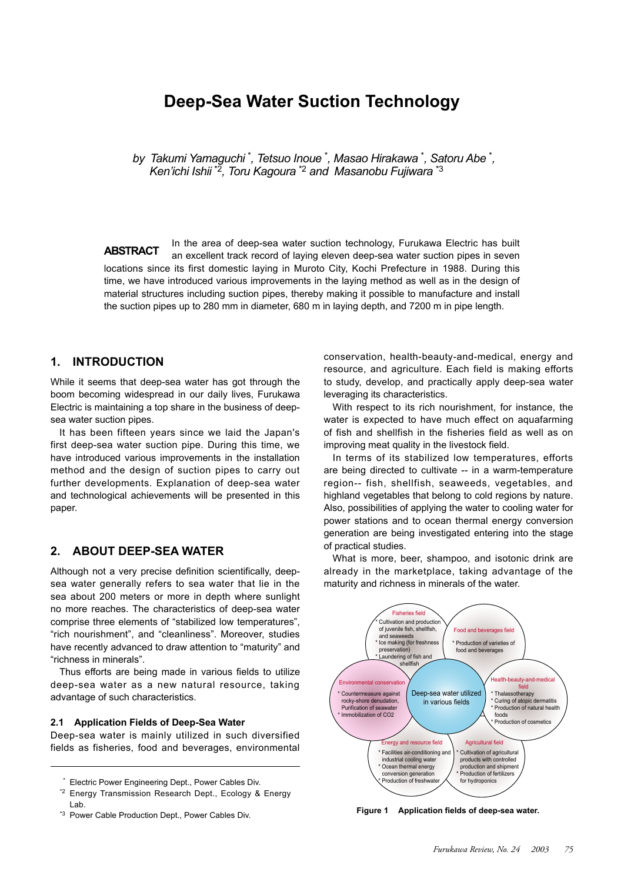# Deep-Sea Water Suction Technology

*by Takumi Yamaguchi [*], Tetsuo Inoue [*], Masao Hirakawa [*], Satoru Abe [*], Ken'ichi Ishii [*2], Toru Kagoura [*2] and Masanobu Fujiwara [*3]*

**ABSTRACT** In the area of deep-sea water suction technology, Furukawa Electric has built an excellent track record of laying eleven deep-sea water suction pipes in seven locations since its first domestic laying in Muroto City, Kochi Prefecture in 1988. During this time, we have introduced various improvements in the laying method as well as in the design of material structures including suction pipes, thereby making it possible to manufacture and install the suction pipes up to 280 mm in diameter, 680 m in laying depth, and 7200 m in pipe length.

## 1. INTRODUCTION

While it seems that deep-sea water has got through the boom becoming widespread in our daily lives, Furukawa Electric is maintaining a top share in the business of deep-sea water suction pipes.

It has been fifteen years since we laid the Japan's first deep-sea water suction pipe. During this time, we have introduced various improvements in the installation method and the design of suction pipes to carry out further developments. Explanation of deep-sea water and technological achievements will be presented in this paper.

## 2. ABOUT DEEP-SEA WATER

Although not a very precise definition scientifically, deep-sea water generally refers to sea water that lie in the sea about 200 meters or more in depth where sunlight no more reaches. The characteristics of deep-sea water comprise three elements of "stabilized low temperatures", "rich nourishment", and "cleanliness". Moreover, studies have recently advanced to draw attention to "maturity" and "richness in minerals".

Thus efforts are being made in various fields to utilize deep-sea water as a new natural resource, taking advantage of such characteristics.

### 2.1 Application Fields of Deep-Sea Water

Deep-sea water is mainly utilized in such diversified fields as fisheries, food and beverages, environmental conservation, health-beauty-and-medical, energy and resource, and agriculture. Each field is making efforts to study, develop, and practically apply deep-sea water leveraging its characteristics.

With respect to its rich nourishment, for instance, the water is expected to have much effect on aquafarming of fish and shellfish in the fisheries field as well as on improving meat quality in the livestock field.

In terms of its stabilized low temperatures, efforts are being directed to cultivate -- in a warm-temperature region-- fish, shellfish, seaweeds, vegetables, and highland vegetables that belong to cold regions by nature. Also, possibilities of applying the water to cooling water for power stations and to ocean thermal energy conversion generation are being investigated entering into the stage of practical studies.

What is more, beer, shampoo, and isotonic drink are already in the marketplace, taking advantage of the maturity and richness in minerals of the water.

Deep-sea water utilized in various fields

Fisheries field
* Cultivation and production of juvenile fish, shellfish, and seaweeds
* Ice making (for freshness preservation)
* Laundering of fish and shellfish

Food and beverages field
* Production of varieties of food and beverages

Health-beauty-and-medical field
* Thalassotherapy
* Curing of atopic dermatitis
* Production of natural health foods
* Production of cosmetics

Agricultural field
* Cultivation of agricultural products with controlled production and shipment
* Production of fertilizers for hydroponics

Energy and resource field
* Facilities air-conditioning and industrial cooling water
* Ocean thermal energy conversion generation
* Production of freshwater

Environmental conservation
* Countermeasure against rocky-shore denudation, Purification of seawater
* Immobilization of CO2

**Figure 1** Application fields of deep-sea water.

---

[*] Electric Power Engineering Dept., Power Cables Div.

[*2] Energy Transmission Research Dept., Ecology & Energy Lab.

[*3] Power Cable Production Dept., Power Cables Div.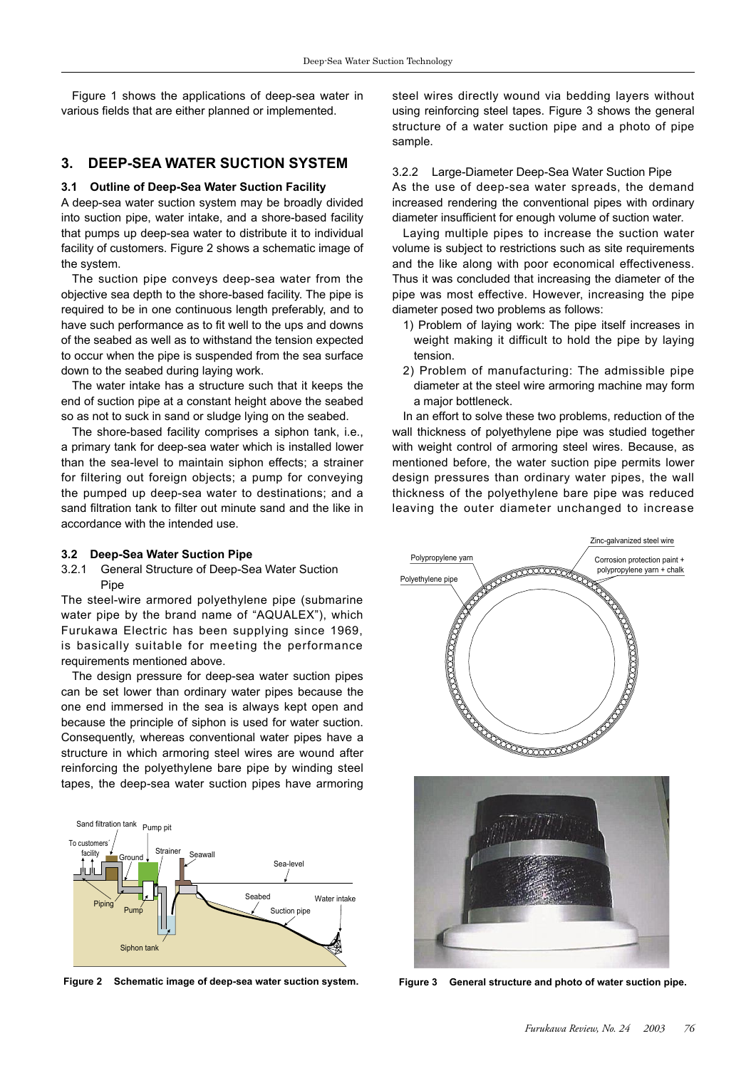Figure 1 shows the applications of deep-sea water in various fields that are either planned or implemented.

## 3. DEEP-SEA WATER SUCTION SYSTEM

### 3.1 Outline of Deep-Sea Water Suction Facility

A deep-sea water suction system may be broadly divided into suction pipe, water intake, and a shore-based facility that pumps up deep-sea water to distribute it to individual facility of customers. Figure 2 shows a schematic image of the system.

The suction pipe conveys deep-sea water from the objective sea depth to the shore-based facility. The pipe is required to be in one continuous length preferably, and to have such performance as to fit well to the ups and downs of the seabed as well as to withstand the tension expected to occur when the pipe is suspended from the sea surface down to the seabed during laying work.

The water intake has a structure such that it keeps the end of suction pipe at a constant height above the seabed so as not to suck in sand or sludge lying on the seabed.

The shore-based facility comprises a siphon tank, i.e., a primary tank for deep-sea water which is installed lower than the sea-level to maintain siphon effects; a strainer for filtering out foreign objects; a pump for conveying the pumped up deep-sea water to destinations; and a sand filtration tank to filter out minute sand and the like in accordance with the intended use.

### 3.2 Deep-Sea Water Suction Pipe

#### 3.2.1 General Structure of Deep-Sea Water Suction Pipe

The steel-wire armored polyethylene pipe (submarine water pipe by the brand name of "AQUALEX"), which Furukawa Electric has been supplying since 1969, is basically suitable for meeting the performance requirements mentioned above.

The design pressure for deep-sea water suction pipes can be set lower than ordinary water pipes because the one end immersed in the sea is always kept open and because the principle of siphon is used for water suction. Consequently, whereas conventional water pipes have a structure in which armoring steel wires are wound after reinforcing the polyethylene bare pipe by winding steel tapes, the deep-sea water suction pipes have armoring steel wires directly wound via bedding layers without using reinforcing steel tapes. Figure 3 shows the general structure of a water suction pipe and a photo of pipe sample.

Sand filtration tank
Pump pit
To customers' facility
Ground
Strainer
Seawall
Sea-level
Piping
Pump
Seabed
Water intake
Suction pipe
Siphon tank

**Figure 2 Schematic image of deep-sea water suction system.**

#### 3.2.2 Large-Diameter Deep-Sea Water Suction Pipe

As the use of deep-sea water spreads, the demand increased rendering the conventional pipes with ordinary diameter insufficient for enough volume of suction water.

Laying multiple pipes to increase the suction water volume is subject to restrictions such as site requirements and the like along with poor economical effectiveness. Thus it was concluded that increasing the diameter of the pipe was most effective. However, increasing the pipe diameter posed two problems as follows:

1) Problem of laying work: The pipe itself increases in weight making it difficult to hold the pipe by laying tension.
2) Problem of manufacturing: The admissible pipe diameter at the steel wire armoring machine may form a major bottleneck.

In an effort to solve these two problems, reduction of the wall thickness of polyethylene pipe was studied together with weight control of armoring steel wires. Because, as mentioned before, the water suction pipe permits lower design pressures than ordinary water pipes, the wall thickness of the polyethylene bare pipe was reduced leaving the outer diameter unchanged to increase

Zinc-galvanized steel wire
Polypropylene yarn
Corrosion protection paint + polypropylene yarn + chalk
Polyethylene pipe

**Figure 3 General structure and photo of water suction pipe.**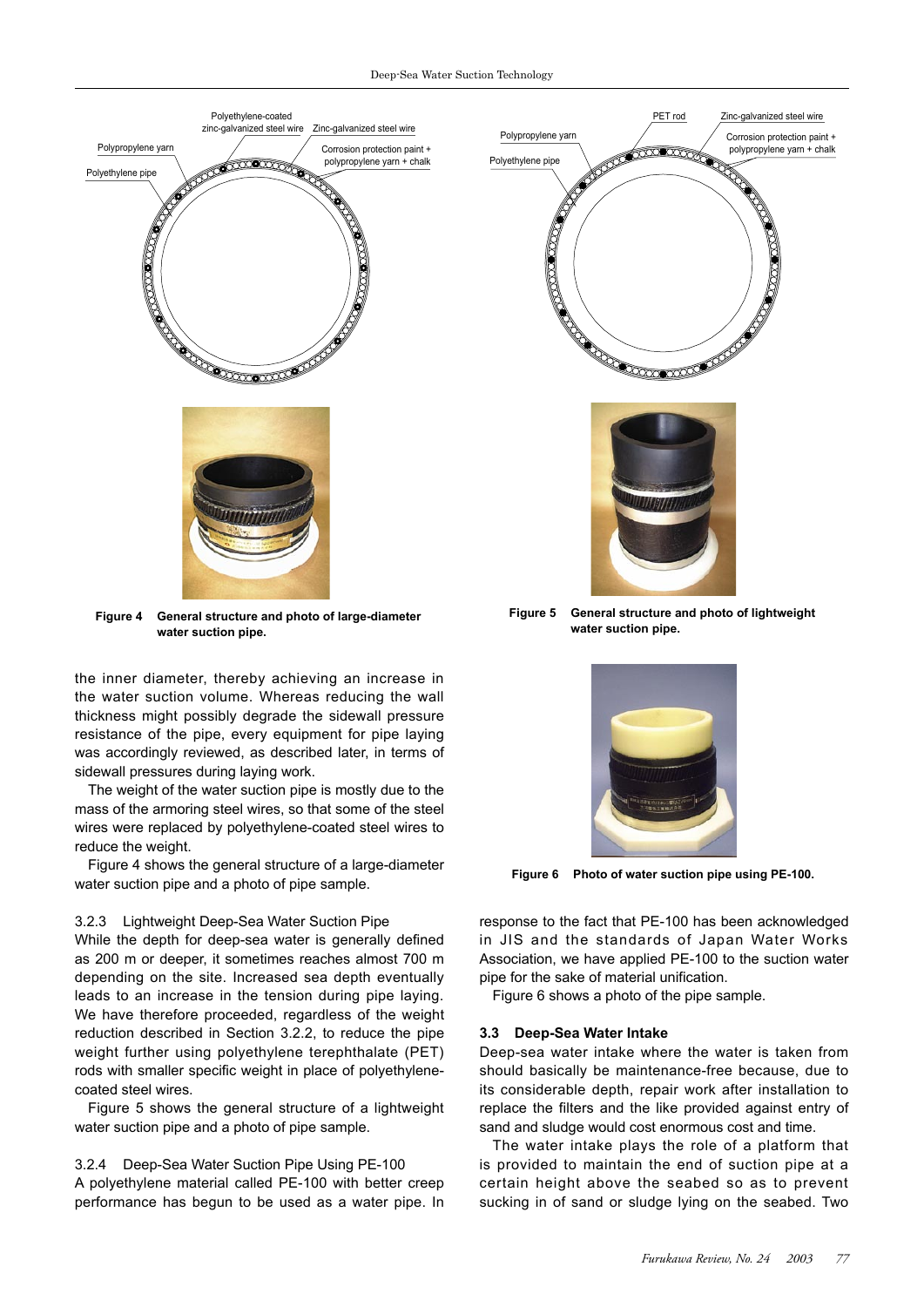Polyethylene-coated zinc-galvanized steel wire
Zinc-galvanized steel wire
Polypropylene yarn
Corrosion protection paint + polypropylene yarn + chalk
Polyethylene pipe

**Figure 4 General structure and photo of large-diameter water suction pipe.**

PET rod
Zinc-galvanized steel wire
Polypropylene yarn
Corrosion protection paint + polypropylene yarn + chalk
Polyethylene pipe

**Figure 5 General structure and photo of lightweight water suction pipe.**

the inner diameter, thereby achieving an increase in the water suction volume. Whereas reducing the wall thickness might possibly degrade the sidewall pressure resistance of the pipe, every equipment for pipe laying was accordingly reviewed, as described later, in terms of sidewall pressures during laying work.

The weight of the water suction pipe is mostly due to the mass of the armoring steel wires, so that some of the steel wires were replaced by polyethylene-coated steel wires to reduce the weight.

Figure 4 shows the general structure of a large-diameter water suction pipe and a photo of pipe sample.

3.2.3 Lightweight Deep-Sea Water Suction Pipe

While the depth for deep-sea water is generally defined as 200 m or deeper, it sometimes reaches almost 700 m depending on the site. Increased sea depth eventually leads to an increase in the tension during pipe laying. We have therefore proceeded, regardless of the weight reduction described in Section 3.2.2, to reduce the pipe weight further using polyethylene terephthalate (PET) rods with smaller specific weight in place of polyethylene-coated steel wires.

Figure 5 shows the general structure of a lightweight water suction pipe and a photo of pipe sample.

3.2.4 Deep-Sea Water Suction Pipe Using PE-100

A polyethylene material called PE-100 with better creep performance has begun to be used as a water pipe. In response to the fact that PE-100 has been acknowledged in JIS and the standards of Japan Water Works Association, we have applied PE-100 to the suction water pipe for the sake of material unification.

Figure 6 shows a photo of the pipe sample.

**Figure 6 Photo of water suction pipe using PE-100.**

### 3.3 Deep-Sea Water Intake

Deep-sea water intake where the water is taken from should basically be maintenance-free because, due to its considerable depth, repair work after installation to replace the filters and the like provided against entry of sand and sludge would cost enormous cost and time.

The water intake plays the role of a platform that is provided to maintain the end of suction pipe at a certain height above the seabed so as to prevent sucking in of sand or sludge lying on the seabed. Two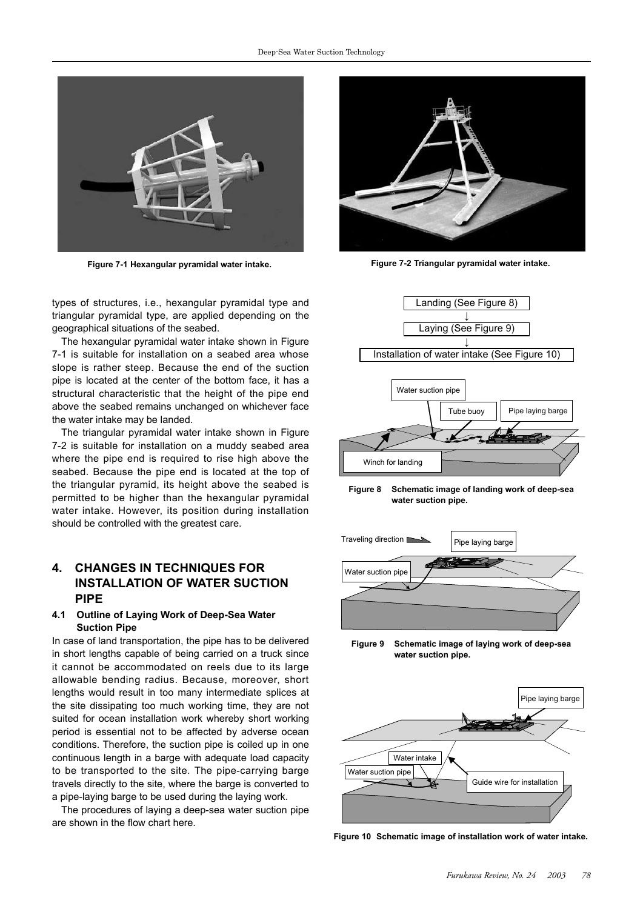Figure 7-1 Hexangular pyramidal water intake.

Figure 7-2 Triangular pyramidal water intake.

types of structures, i.e., hexangular pyramidal type and triangular pyramidal type, are applied depending on the geographical situations of the seabed.

The hexangular pyramidal water intake shown in Figure 7-1 is suitable for installation on a seabed area whose slope is rather steep. Because the end of the suction pipe is located at the center of the bottom face, it has a structural characteristic that the height of the pipe end above the seabed remains unchanged on whichever face the water intake may be landed.

The triangular pyramidal water intake shown in Figure 7-2 is suitable for installation on a muddy seabed area where the pipe end is required to rise high above the seabed. Because the pipe end is located at the top of the triangular pyramid, its height above the seabed is permitted to be higher than the hexangular pyramidal water intake. However, its position during installation should be controlled with the greatest care.

## 4. CHANGES IN TECHNIQUES FOR INSTALLATION OF WATER SUCTION PIPE

### 4.1 Outline of Laying Work of Deep-Sea Water Suction Pipe

In case of land transportation, the pipe has to be delivered in short lengths capable of being carried on a truck since it cannot be accommodated on reels due to its large allowable bending radius. Because, moreover, short lengths would result in too many intermediate splices at the site dissipating too much working time, they are not suited for ocean installation work whereby short working period is essential not to be affected by adverse ocean conditions. Therefore, the suction pipe is coiled up in one continuous length in a barge with adequate load capacity to be transported to the site. The pipe-carrying barge travels directly to the site, where the barge is converted to a pipe-laying barge to be used during the laying work.

The procedures of laying a deep-sea water suction pipe are shown in the flow chart here.

Landing (See Figure 8)
↓
Laying (See Figure 9)
↓
Installation of water intake (See Figure 10)

Water suction pipe

Tube buoy

Pipe laying barge

Winch for landing

Figure 8 Schematic image of landing work of deep-sea water suction pipe.

Traveling direction

Pipe laying barge

Water suction pipe

Figure 9 Schematic image of laying work of deep-sea water suction pipe.

Pipe laying barge

Water intake

Water suction pipe

Guide wire for installation

Figure 10 Schematic image of installation work of water intake.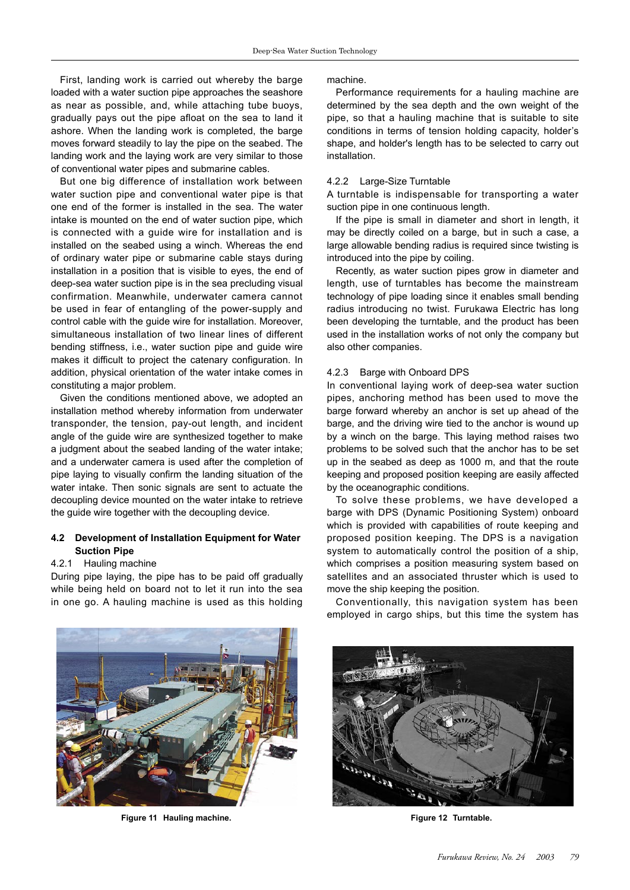First, landing work is carried out whereby the barge loaded with a water suction pipe approaches the seashore as near as possible, and, while attaching tube buoys, gradually pays out the pipe afloat on the sea to land it ashore. When the landing work is completed, the barge moves forward steadily to lay the pipe on the seabed. The landing work and the laying work are very similar to those of conventional water pipes and submarine cables.

But one big difference of installation work between water suction pipe and conventional water pipe is that one end of the former is installed in the sea. The water intake is mounted on the end of water suction pipe, which is connected with a guide wire for installation and is installed on the seabed using a winch. Whereas the end of ordinary water pipe or submarine cable stays during installation in a position that is visible to eyes, the end of deep-sea water suction pipe is in the sea precluding visual confirmation. Meanwhile, underwater camera cannot be used in fear of entangling of the power-supply and control cable with the guide wire for installation. Moreover, simultaneous installation of two linear lines of different bending stiffness, i.e., water suction pipe and guide wire makes it difficult to project the catenary configuration. In addition, physical orientation of the water intake comes in constituting a major problem.

Given the conditions mentioned above, we adopted an installation method whereby information from underwater transponder, the tension, pay-out length, and incident angle of the guide wire are synthesized together to make a judgment about the seabed landing of the water intake; and a underwater camera is used after the completion of pipe laying to visually confirm the landing situation of the water intake. Then sonic signals are sent to actuate the decoupling device mounted on the water intake to retrieve the guide wire together with the decoupling device.

### 4.2 Development of Installation Equipment for Water Suction Pipe

#### 4.2.1 Hauling machine

During pipe laying, the pipe has to be paid off gradually while being held on board not to let it run into the sea in one go. A hauling machine is used as this holding machine.

Performance requirements for a hauling machine are determined by the sea depth and the own weight of the pipe, so that a hauling machine that is suitable to site conditions in terms of tension holding capacity, holder's shape, and holder's length has to be selected to carry out installation.

#### 4.2.2 Large-Size Turntable

A turntable is indispensable for transporting a water suction pipe in one continuous length.

If the pipe is small in diameter and short in length, it may be directly coiled on a barge, but in such a case, a large allowable bending radius is required since twisting is introduced into the pipe by coiling.

Recently, as water suction pipes grow in diameter and length, use of turntables has become the mainstream technology of pipe loading since it enables small bending radius introducing no twist. Furukawa Electric has long been developing the turntable, and the product has been used in the installation works of not only the company but also other companies.

#### 4.2.3 Barge with Onboard DPS

In conventional laying work of deep-sea water suction pipes, anchoring method has been used to move the barge forward whereby an anchor is set up ahead of the barge, and the driving wire tied to the anchor is wound up by a winch on the barge. This laying method raises two problems to be solved such that the anchor has to be set up in the seabed as deep as 1000 m, and that the route keeping and proposed position keeping are easily affected by the oceanographic conditions.

To solve these problems, we have developed a barge with DPS (Dynamic Positioning System) onboard which is provided with capabilities of route keeping and proposed position keeping. The DPS is a navigation system to automatically control the position of a ship, which comprises a position measuring system based on satellites and an associated thruster which is used to move the ship keeping the position.

Conventionally, this navigation system has been employed in cargo ships, but this time the system has

**Figure 11 Hauling machine.**

**Figure 12 Turntable.**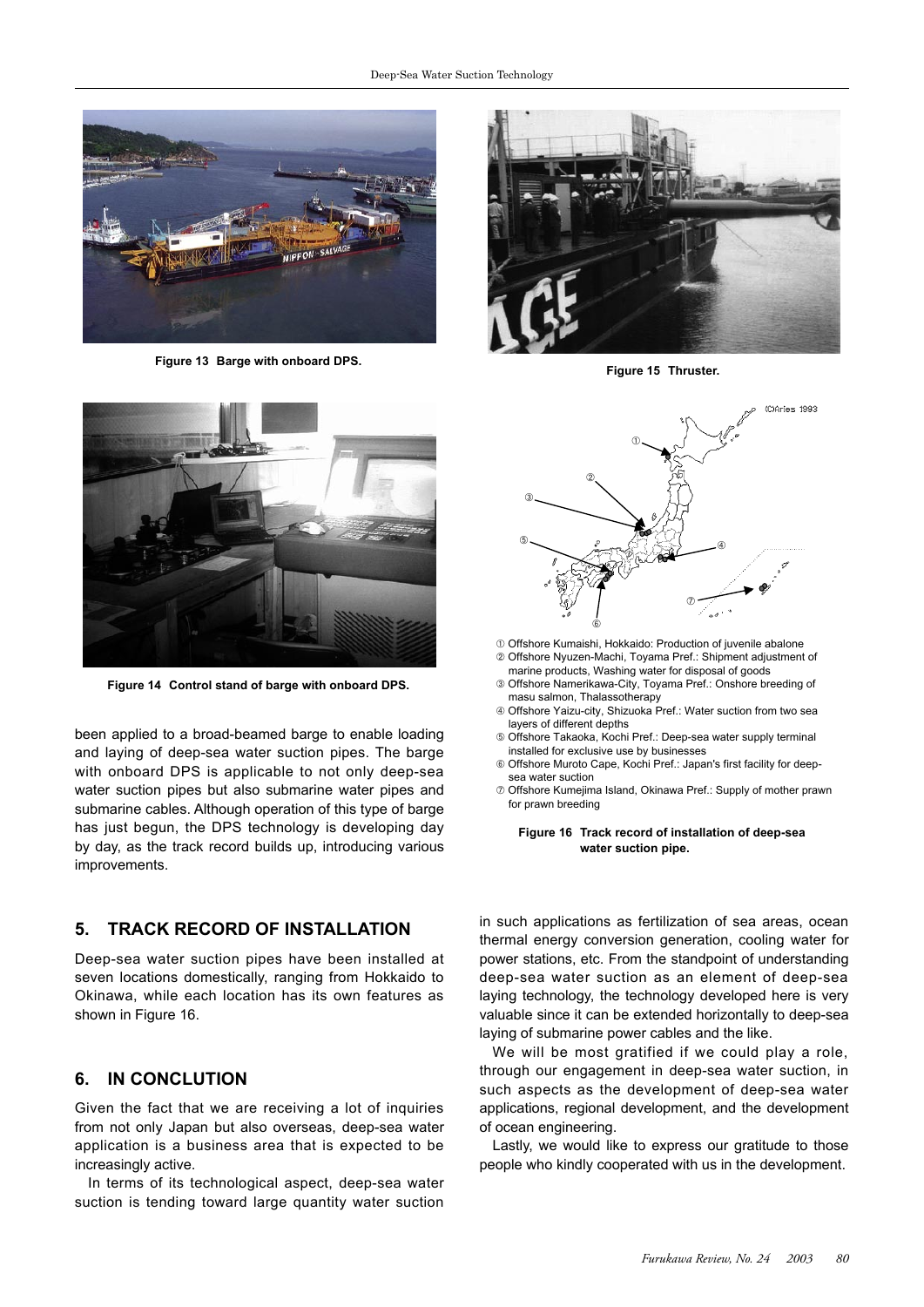Figure 13 Barge with onboard DPS.

Figure 14 Control stand of barge with onboard DPS.

Figure 15 Thruster.

(C)Aries 1993

① Offshore Kumaishi, Hokkaido: Production of juvenile abalone
② Offshore Nyuzen-Machi, Toyama Pref.: Shipment adjustment of marine products, Washing water for disposal of goods
③ Offshore Namerikawa-City, Toyama Pref.: Onshore breeding of masu salmon, Thalassotherapy
④ Offshore Yaizu-city, Shizuoka Pref.: Water suction from two sea layers of different depths
⑤ Offshore Takaoka, Kochi Pref.: Deep-sea water supply terminal installed for exclusive use by businesses
⑥ Offshore Muroto Cape, Kochi Pref.: Japan's first facility for deep-sea water suction
⑦ Offshore Kumejima Island, Okinawa Pref.: Supply of mother prawn for prawn breeding

**Figure 16 Track record of installation of deep-sea water suction pipe.**

been applied to a broad-beamed barge to enable loading and laying of deep-sea water suction pipes. The barge with onboard DPS is applicable to not only deep-sea water suction pipes but also submarine water pipes and submarine cables. Although operation of this type of barge has just begun, the DPS technology is developing day by day, as the track record builds up, introducing various improvements.

## 5. TRACK RECORD OF INSTALLATION

Deep-sea water suction pipes have been installed at seven locations domestically, ranging from Hokkaido to Okinawa, while each location has its own features as shown in Figure 16.

## 6. IN CONCLUTION

Given the fact that we are receiving a lot of inquiries from not only Japan but also overseas, deep-sea water application is a business area that is expected to be increasingly active.

In terms of its technological aspect, deep-sea water suction is tending toward large quantity water suction in such applications as fertilization of sea areas, ocean thermal energy conversion generation, cooling water for power stations, etc. From the standpoint of understanding deep-sea water suction as an element of deep-sea laying technology, the technology developed here is very valuable since it can be extended horizontally to deep-sea laying of submarine power cables and the like.

We will be most gratified if we could play a role, through our engagement in deep-sea water suction, in such aspects as the development of deep-sea water applications, regional development, and the development of ocean engineering.

Lastly, we would like to express our gratitude to those people who kindly cooperated with us in the development.